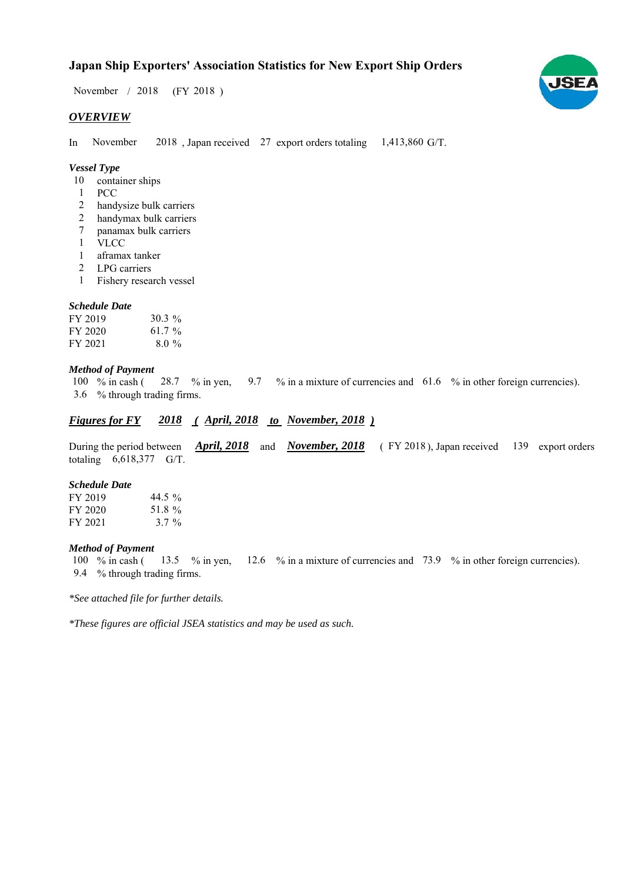# Japan Ship Exporters' Association Statistics for New Export Ship Orders

November / 2018 (FY 2018 )

## *OVERVIEW*

In November 2018 , Japan received 27 export orders totaling 1,413,860 G/T.

### *Vessel Type*

- 10 container ships
- 1 PCC
- 2 handysize bulk carriers
- 2 handymax bulk carriers
- 7 panamax bulk carriers
- 1 VLCC
- 1 aframax tanker
- 2 LPG carriers
- 1 Fishery research vessel

### *Schedule Date*

| | |
|---|---|
| FY 2019 | 30.3 % |
| FY 2020 | 61.7 % |
| FY 2021 | 8.0 % |

### *Method of Payment*

100 % in cash ( 28.7 % in yen, 9.7 % in a mixture of currencies and 61.6 % in other foreign currencies).
3.6 % through trading firms.

## *Figures for FY 2018 ( April, 2018 to November, 2018 )*

During the period between ***April, 2018*** and ***November, 2018*** ( FY 2018 ), Japan received 139 export orders totaling 6,618,377 G/T.

### *Schedule Date*

| | |
|---|---|
| FY 2019 | 44.5 % |
| FY 2020 | 51.8 % |
| FY 2021 | 3.7 % |

### *Method of Payment*

100 % in cash ( 13.5 % in yen, 12.6 % in a mixture of currencies and 73.9 % in other foreign currencies).
9.4 % through trading firms.

*\*See attached file for further details.*

*\*These figures are official JSEA statistics and may be used as such.*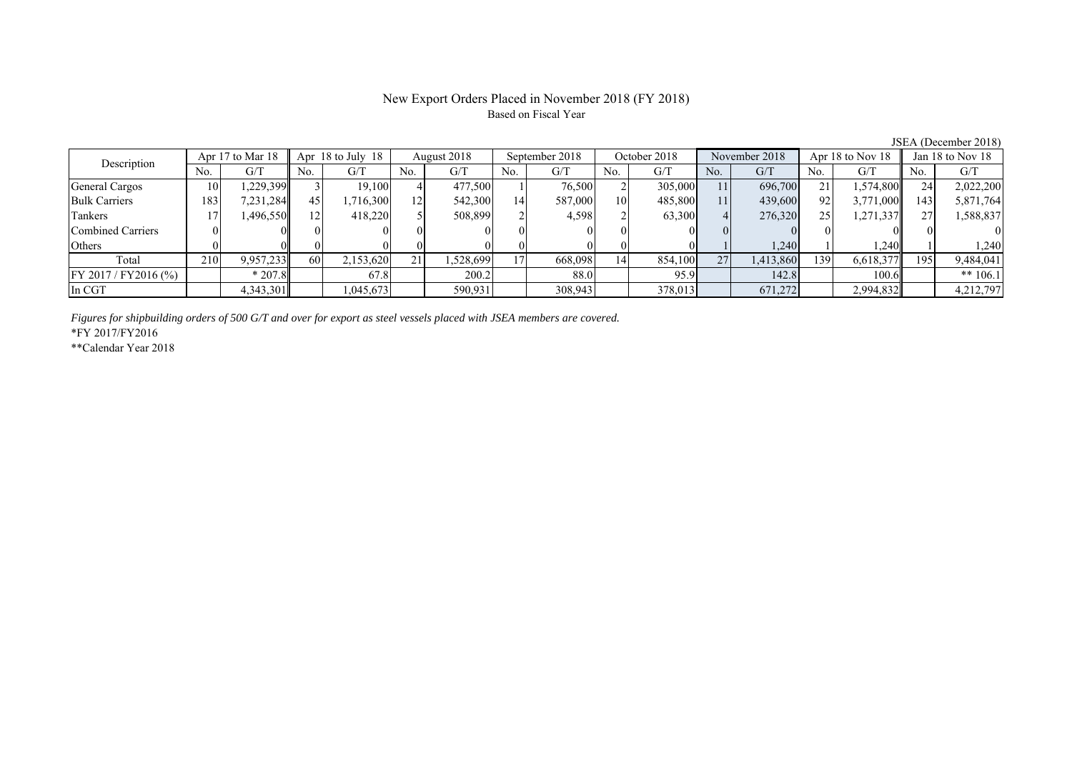# New Export Orders Placed in November 2018 (FY 2018)

Based on Fiscal Year

JSEA (December 2018)

| Description | Apr 17 to Mar 18 | | Apr 18 to July 18 | | August 2018 | | September 2018 | | October 2018 | | November 2018 | | Apr 18 to Nov 18 | | Jan 18 to Nov 18 | |
|---|---|---|---|---|---|---|---|---|---|---|---|---|---|---|---|---|
| | No. | G/T | No. | G/T | No. | G/T | No. | G/T | No. | G/T | No. | G/T | No. | G/T | No. | G/T |
| General Cargos | 10 | 1,229,399 | 3 | 19,100 | 4 | 477,500 | 1 | 76,500 | 2 | 305,000 | 11 | 696,700 | 21 | 1,574,800 | 24 | 2,022,200 |
| Bulk Carriers | 183 | 7,231,284 | 45 | 1,716,300 | 12 | 542,300 | 14 | 587,000 | 10 | 485,800 | 11 | 439,600 | 92 | 3,771,000 | 143 | 5,871,764 |
| Tankers | 17 | 1,496,550 | 12 | 418,220 | 5 | 508,899 | 2 | 4,598 | 2 | 63,300 | 4 | 276,320 | 25 | 1,271,337 | 27 | 1,588,837 |
| Combined Carriers | 0 | 0 | 0 | 0 | 0 | 0 | 0 | 0 | 0 | 0 | 0 | 0 | 0 | 0 | 0 | 0 |
| Others | 0 | 0 | 0 | 0 | 0 | 0 | 0 | 0 | 0 | 0 | 1 | 1,240 | 1 | 1,240 | 1 | 1,240 |
| Total | 210 | 9,957,233 | 60 | 2,153,620 | 21 | 1,528,699 | 17 | 668,098 | 14 | 854,100 | 27 | 1,413,860 | 139 | 6,618,377 | 195 | 9,484,041 |
| FY 2017 / FY2016 (%) | | * 207.8 | | 67.8 | | 200.2 | | 88.0 | | 95.9 | | 142.8 | | 100.6 | | ** 106.1 |
| In CGT | | 4,343,301 | | 1,045,673 | | 590,931 | | 308,943 | | 378,013 | | 671,272 | | 2,994,832 | | 4,212,797 |

*Figures for shipbuilding orders of 500 G/T and over for export as steel vessels placed with JSEA members are covered.*

*FY 2017/FY2016

**Calendar Year 2018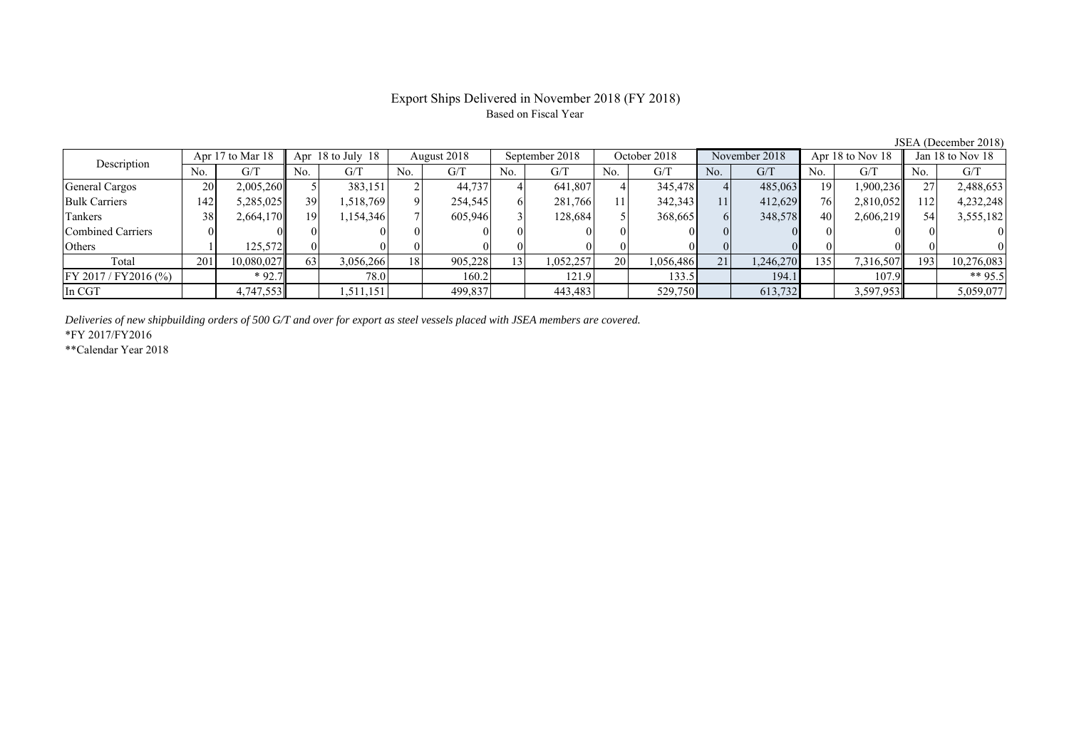# Export Ships Delivered in November 2018 (FY 2018)

Based on Fiscal Year

JSEA (December 2018)

| Description | Apr 17 to Mar 18 | | Apr 18 to July 18 | | August 2018 | | September 2018 | | October 2018 | | November 2018 | | Apr 18 to Nov 18 | | Jan 18 to Nov 18 | |
|---|---|---|---|---|---|---|---|---|---|---|---|---|---|---|---|---|
| | No. | G/T | No. | G/T | No. | G/T | No. | G/T | No. | G/T | No. | G/T | No. | G/T | No. | G/T |
| General Cargos | 20 | 2,005,260 | 5 | 383,151 | 2 | 44,737 | 4 | 641,807 | 4 | 345,478 | 4 | 485,063 | 19 | 1,900,236 | 27 | 2,488,653 |
| Bulk Carriers | 142 | 5,285,025 | 39 | 1,518,769 | 9 | 254,545 | 6 | 281,766 | 11 | 342,343 | 11 | 412,629 | 76 | 2,810,052 | 112 | 4,232,248 |
| Tankers | 38 | 2,664,170 | 19 | 1,154,346 | 7 | 605,946 | 3 | 128,684 | 5 | 368,665 | 6 | 348,578 | 40 | 2,606,219 | 54 | 3,555,182 |
| Combined Carriers | 0 | 0 | 0 | 0 | 0 | 0 | 0 | 0 | 0 | 0 | 0 | 0 | 0 | 0 | 0 | 0 |
| Others | 1 | 125,572 | 0 | 0 | 0 | 0 | 0 | 0 | 0 | 0 | 0 | 0 | 0 | 0 | 0 | 0 |
| Total | 201 | 10,080,027 | 63 | 3,056,266 | 18 | 905,228 | 13 | 1,052,257 | 20 | 1,056,486 | 21 | 1,246,270 | 135 | 7,316,507 | 193 | 10,276,083 |
| FY 2017 / FY2016 (%) | | * 92.7 | | 78.0 | | 160.2 | | 121.9 | | 133.5 | | 194.1 | | 107.9 | | ** 95.5 |
| In CGT | | 4,747,553 | | 1,511,151 | | 499,837 | | 443,483 | | 529,750 | | 613,732 | | 3,597,953 | | 5,059,077 |

*Deliveries of new shipbuilding orders of 500 G/T and over for export as steel vessels placed with JSEA members are covered.*

*FY 2017/FY2016

**Calendar Year 2018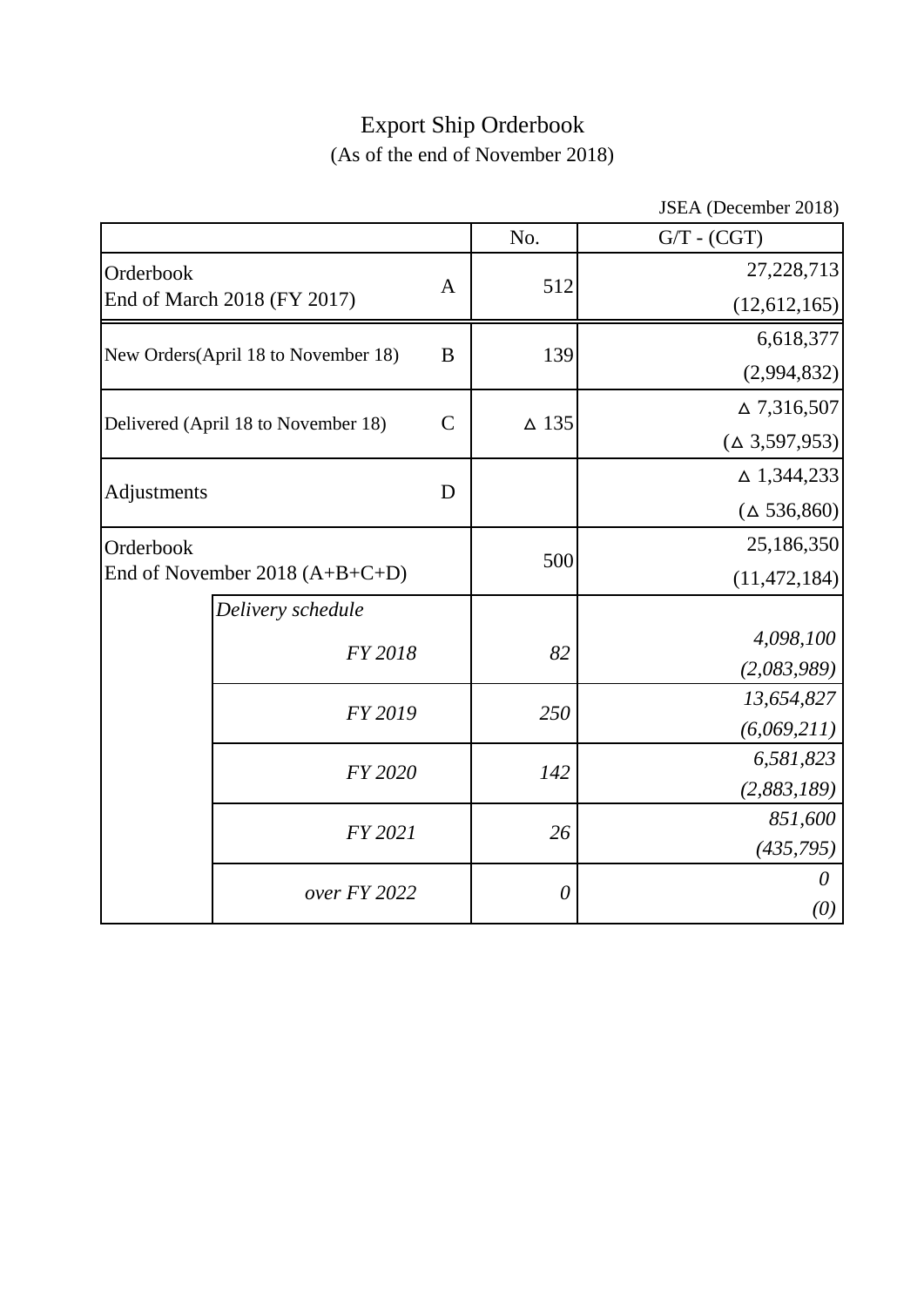# Export Ship Orderbook

(As of the end of November 2018)

JSEA (December 2018)

| | | | No. | G/T - (CGT) |
|---|---|---|---|---|
| Orderbook<br>End of March 2018 (FY 2017) | | A | 512 | 27,228,713<br>(12,612,165) |
| New Orders(April 18 to November 18) | | B | 139 | 6,618,377<br>(2,994,832) |
| Delivered (April 18 to November 18) | | C | ∆ 135 | ∆ 7,316,507<br>(∆ 3,597,953) |
| Adjustments | | D | | ∆ 1,344,233<br>(∆ 536,860) |
| Orderbook<br>End of November 2018 (A+B+C+D) | | | 500 | 25,186,350<br>(11,472,184) |
| | *Delivery schedule*<br>*FY 2018* | | *82* | *4,098,100*<br>*(2,083,989)* |
| | *FY 2019* | | *250* | *13,654,827*<br>*(6,069,211)* |
| | *FY 2020* | | *142* | *6,581,823*<br>*(2,883,189)* |
| | *FY 2021* | | *26* | *851,600*<br>*(435,795)* |
| | *over FY 2022* | | *0* | *0*<br>*(0)* |